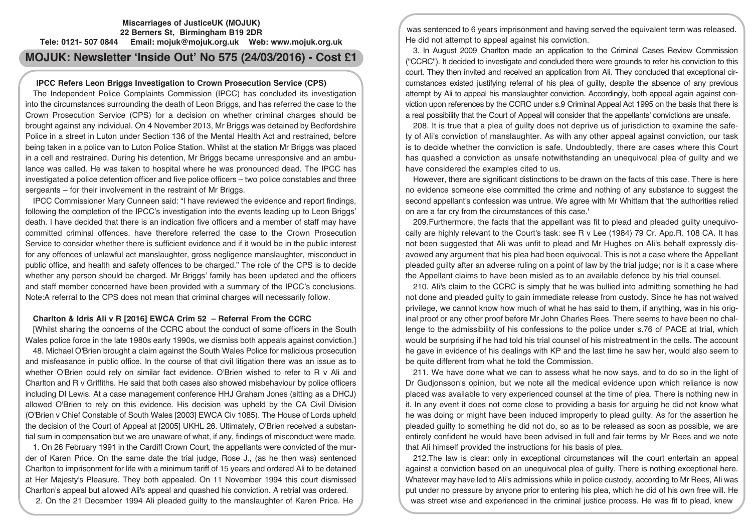**Miscarriages of JusticeUK (MOJUK)**
**22 Berners St, Birmingham B19 2DR**
**Tele: 0121- 507 0844 Email: mojuk@mojuk.org.uk Web: www.mojuk.org.uk**

# MOJUK: Newsletter 'Inside Out' No 575 (24/03/2016) - Cost £1

## IPCC Refers Leon Briggs Investigation to Crown Prosecution Service (CPS)

The Independent Police Complaints Commission (IPCC) has concluded its investigation into the circumstances surrounding the death of Leon Briggs, and has referred the case to the Crown Prosecution Service (CPS) for a decision on whether criminal charges should be brought against any individual. On 4 November 2013, Mr Briggs was detained by Bedfordshire Police in a street in Luton under Section 136 of the Mental Health Act and restrained, before being taken in a police van to Luton Police Station. Whilst at the station Mr Briggs was placed in a cell and restrained. During his detention, Mr Briggs became unresponsive and an ambulance was called. He was taken to hospital where he was pronounced dead. The IPCC has investigated a police detention officer and five police officers – two police constables and three sergeants – for their involvement in the restraint of Mr Briggs.

IPCC Commissioner Mary Cunneen said: "I have reviewed the evidence and report findings, following the completion of the IPCC's investigation into the events leading up to Leon Briggs' death. I have decided that there is an indication five officers and a member of staff may have committed criminal offences. have therefore referred the case to the Crown Prosecution Service to consider whether there is sufficient evidence and if it would be in the public interest for any offences of unlawful act manslaughter, gross negligence manslaughter, misconduct in public office, and health and safety offences to be charged." The role of the CPS is to decide whether any person should be charged. Mr Briggs' family has been updated and the officers and staff member concerned have been provided with a summary of the IPCC's conclusions. Note:A referral to the CPS does not mean that criminal charges will necessarily follow.

## Charlton & Idris Ali v R [2016] EWCA Crim 52 – Referral From the CCRC

[Whilst sharing the concerns of the CCRC about the conduct of some officers in the South Wales police force in the late 1980s early 1990s, we dismiss both appeals against conviction.]

48. Michael O'Brien brought a claim against the South Wales Police for malicious prosecution and misfeasance in public office. In the course of that civil litigation there was an issue as to whether O'Brien could rely on similar fact evidence. O'Brien wished to refer to R v Ali and Charlton and R v Griffiths. He said that both cases also showed misbehaviour by police officers including DI Lewis. At a case management conference HHJ Graham Jones (sitting as a DHCJ) allowed O'Brien to rely on this evidence. His decision was upheld by the CA Civil Division (O'Brien v Chief Constable of South Wales [2003] EWCA Civ 1085). The House of Lords upheld the decision of the Court of Appeal at [2005] UKHL 26. Ultimately, O'Brien received a substantial sum in compensation but we are unaware of what, if any, findings of misconduct were made.

1. On 26 February 1991 in the Cardiff Crown Court, the appellants were convicted of the murder of Karen Price. On the same date the trial judge, Rose J., (as he then was) sentenced Charlton to imprisonment for life with a minimum tariff of 15 years and ordered Ali to be detained at Her Majesty's Pleasure. They both appealed. On 11 November 1994 this court dismissed Charlton's appeal but allowed Ali's appeal and quashed his conviction. A retrial was ordered.

2. On the 21 December 1994 Ali pleaded guilty to the manslaughter of Karen Price. He was sentenced to 6 years imprisonment and having served the equivalent term was released. He did not attempt to appeal against his conviction.

3. In August 2009 Charlton made an application to the Criminal Cases Review Commission ("CCRC"). It decided to investigate and concluded there were grounds to refer his conviction to this court. They then invited and received an application from Ali. They concluded that exceptional circumstances existed justifying referral of his plea of guilty, despite the absence of any previous attempt by Ali to appeal his manslaughter conviction. Accordingly, both appeal again against conviction upon references by the CCRC under s.9 Criminal Appeal Act 1995 on the basis that there is a real possibility that the Court of Appeal will consider that the appellants' convictions are unsafe.

208. It is true that a plea of guilty does not deprive us of jurisdiction to examine the safety of Ali's conviction of manslaughter. As with any other appeal against conviction, our task is to decide whether the conviction is safe. Undoubtedly, there are cases where this Court has quashed a conviction as unsafe notwithstanding an unequivocal plea of guilty and we have considered the examples cited to us.

However, there are significant distinctions to be drawn on the facts of this case. There is here no evidence someone else committed the crime and nothing of any substance to suggest the second appellant's confession was untrue. We agree with Mr Whittam that 'the authorities relied on are a far cry from the circumstances of this case.'

209.Furthermore, the facts that the appellant was fit to plead and pleaded guilty unequivocally are highly relevant to the Court's task: see R v Lee (1984) 79 Cr. App.R. 108 CA. It has not been suggested that Ali was unfit to plead and Mr Hughes on Ali's behalf expressly disavowed any argument that his plea had been equivocal. This is not a case where the Appellant pleaded guilty after an adverse ruling on a point of law by the trial judge; nor is it a case where the Appellant claims to have been misled as to an available defence by his trial counsel.

210. Ali's claim to the CCRC is simply that he was bullied into admitting something he had not done and pleaded guilty to gain immediate release from custody. Since he has not waived privilege, we cannot know how much of what he has said to them, if anything, was in his original proof or any other proof before Mr John Charles Rees. There seems to have been no challenge to the admissibility of his confessions to the police under s.76 of PACE at trial, which would be surprising if he had told his trial counsel of his mistreatment in the cells. The account he gave in evidence of his dealings with KP and the last time he saw her, would also seem to be quite different from what he told the Commission.

211. We have done what we can to assess what he now says, and to do so in the light of Dr Gudjonsson's opinion, but we note all the medical evidence upon which reliance is now placed was available to very experienced counsel at the time of plea. There is nothing new in it. In any event it does not come close to providing a basis for arguing he did not know what he was doing or might have been induced improperly to plead guilty. As for the assertion he pleaded guilty to something he did not do, so as to be released as soon as possible, we are entirely confident he would have been advised in full and fair terms by Mr Rees and we note that Ali himself provided the instructions for his basis of plea.

212.The law is clear: only in exceptional circumstances will the court entertain an appeal against a conviction based on an unequivocal plea of guilty. There is nothing exceptional here. Whatever may have led to Ali's admissions while in police custody, according to Mr Rees, Ali was put under no pressure by anyone prior to entering his plea, which he did of his own free will. He was street wise and experienced in the criminal justice process. He was fit to plead, knew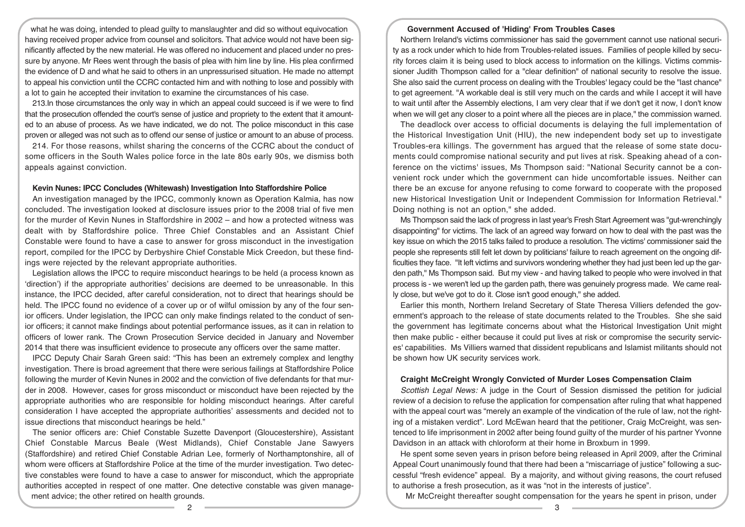what he was doing, intended to plead guilty to manslaughter and did so without equivocation having received proper advice from counsel and solicitors. That advice would not have been significantly affected by the new material. He was offered no inducement and placed under no pressure by anyone. Mr Rees went through the basis of plea with him line by line. His plea confirmed the evidence of D and what he said to others in an unpressurised situation. He made no attempt to appeal his conviction until the CCRC contacted him and with nothing to lose and possibly with a lot to gain he accepted their invitation to examine the circumstances of his case.

213.In those circumstances the only way in which an appeal could succeed is if we were to find that the prosecution offended the court's sense of justice and propriety to the extent that it amounted to an abuse of process. As we have indicated, we do not. The police misconduct in this case proven or alleged was not such as to offend our sense of justice or amount to an abuse of process.

214. For those reasons, whilst sharing the concerns of the CCRC about the conduct of some officers in the South Wales police force in the late 80s early 90s, we dismiss both appeals against conviction.

### Kevin Nunes: IPCC Concludes (Whitewash) Investigation Into Staffordshire Police

An investigation managed by the IPCC, commonly known as Operation Kalmia, has now concluded. The investigation looked at disclosure issues prior to the 2008 trial of five men for the murder of Kevin Nunes in Staffordshire in 2002 – and how a protected witness was dealt with by Staffordshire police. Three Chief Constables and an Assistant Chief Constable were found to have a case to answer for gross misconduct in the investigation report, compiled for the IPCC by Derbyshire Chief Constable Mick Creedon, but these findings were rejected by the relevant appropriate authorities.

Legislation allows the IPCC to require misconduct hearings to be held (a process known as 'direction') if the appropriate authorities' decisions are deemed to be unreasonable. In this instance, the IPCC decided, after careful consideration, not to direct that hearings should be held. The IPCC found no evidence of a cover up or of wilful omission by any of the four senior officers. Under legislation, the IPCC can only make findings related to the conduct of senior officers; it cannot make findings about potential performance issues, as it can in relation to officers of lower rank. The Crown Prosecution Service decided in January and November 2014 that there was insufficient evidence to prosecute any officers over the same matter.

IPCC Deputy Chair Sarah Green said: "This has been an extremely complex and lengthy investigation. There is broad agreement that there were serious failings at Staffordshire Police following the murder of Kevin Nunes in 2002 and the conviction of five defendants for that murder in 2008. However, cases for gross misconduct or misconduct have been rejected by the appropriate authorities who are responsible for holding misconduct hearings. After careful consideration I have accepted the appropriate authorities' assessments and decided not to issue directions that misconduct hearings be held."

The senior officers are: Chief Constable Suzette Davenport (Gloucestershire), Assistant Chief Constable Marcus Beale (West Midlands), Chief Constable Jane Sawyers (Staffordshire) and retired Chief Constable Adrian Lee, formerly of Northamptonshire, all of whom were officers at Staffordshire Police at the time of the murder investigation. Two detective constables were found to have a case to answer for misconduct, which the appropriate authorities accepted in respect of one matter. One detective constable was given management advice; the other retired on health grounds.

### Government Accused of 'Hiding' From Troubles Cases

Northern Ireland's victims commissioner has said the government cannot use national security as a rock under which to hide from Troubles-related issues. Families of people killed by security forces claim it is being used to block access to information on the killings. Victims commissioner Judith Thompson called for a "clear definition" of national security to resolve the issue. She also said the current process on dealing with the Troubles' legacy could be the "last chance" to get agreement. "A workable deal is still very much on the cards and while I accept it will have to wait until after the Assembly elections, I am very clear that if we don't get it now, I don't know when we will get any closer to a point where all the pieces are in place," the commission warned.

The deadlock over access to official documents is delaying the full implementation of the Historical Investigation Unit (HIU), the new independent body set up to investigate Troubles-era killings. The government has argued that the release of some state documents could compromise national security and put lives at risk. Speaking ahead of a conference on the victims' issues, Ms Thompson said: "National Security cannot be a convenient rock under which the government can hide uncomfortable issues. Neither can there be an excuse for anyone refusing to come forward to cooperate with the proposed new Historical Investigation Unit or Independent Commission for Information Retrieval." Doing nothing is not an option," she added.

Ms Thompson said the lack of progress in last year's Fresh Start Agreement was "gut-wrenchingly disappointing" for victims. The lack of an agreed way forward on how to deal with the past was the key issue on which the 2015 talks failed to produce a resolution. The victims' commissioner said the people she represents still felt let down by politicians' failure to reach agreement on the ongoing difficulties they face. "It left victims and survivors wondering whether they had just been led up the garden path," Ms Thompson said. But my view - and having talked to people who were involved in that process is - we weren't led up the garden path, there was genuinely progress made. We came really close, but we've got to do it. Close isn't good enough," she added.

Earlier this month, Northern Ireland Secretary of State Theresa Villiers defended the government's approach to the release of state documents related to the Troubles. She she said the government has legitimate concerns about what the Historical Investigation Unit might then make public - either because it could put lives at risk or compromise the security services' capabilities. Ms Villiers warned that dissident republicans and Islamist militants should not be shown how UK security services work.

### Craight McCreight Wrongly Convicted of Murder Loses Compensation Claim

*Scottish Legal News:* A judge in the Court of Session dismissed the petition for judicial review of a decision to refuse the application for compensation after ruling that what happened with the appeal court was "merely an example of the vindication of the rule of law, not the righting of a mistaken verdict". Lord McEwan heard that the petitioner, Craig McCreight, was sentenced to life imprisonment in 2002 after being found guilty of the murder of his partner Yvonne Davidson in an attack with chloroform at their home in Broxburn in 1999.

He spent some seven years in prison before being released in April 2009, after the Criminal Appeal Court unanimously found that there had been a "miscarriage of justice" following a successful "fresh evidence" appeal. By a majority, and without giving reasons, the court refused to authorise a fresh prosecution, as it was "not in the interests of justice".

Mr McCreight thereafter sought compensation for the years he spent in prison, under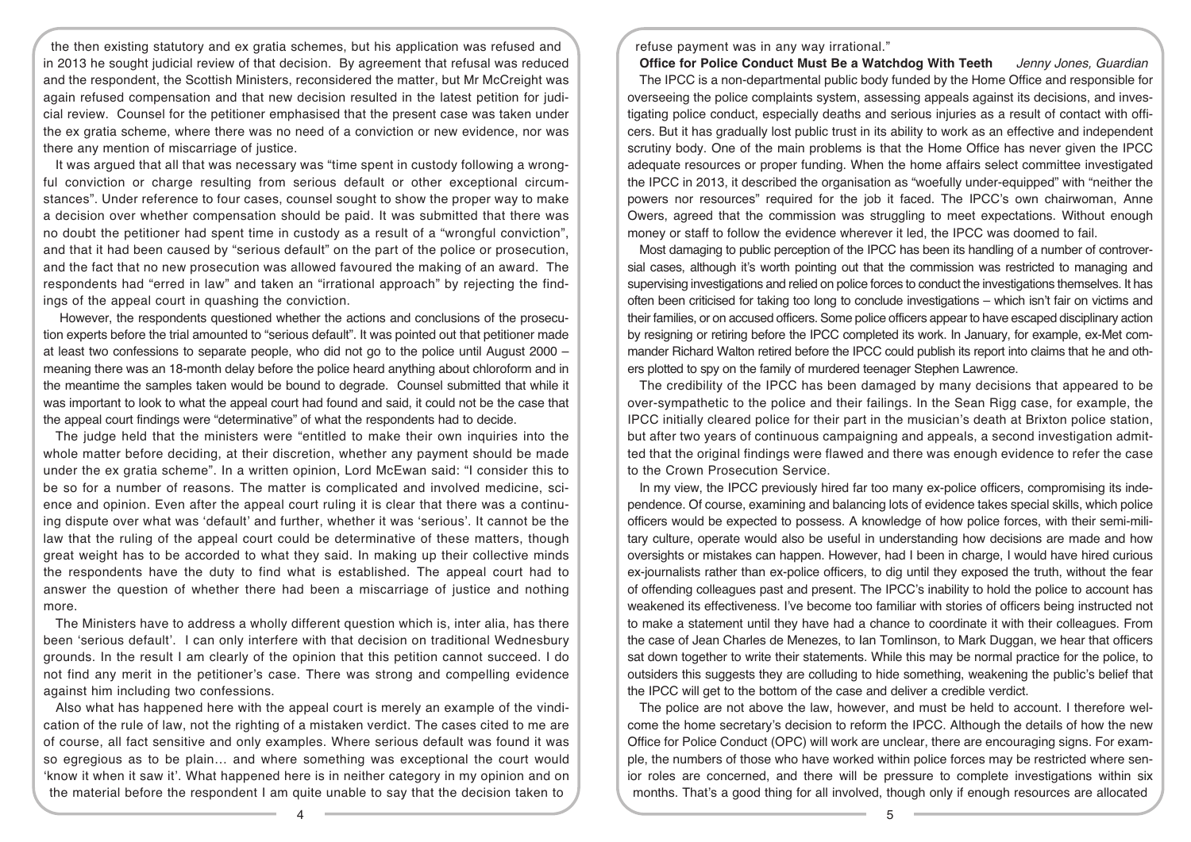the then existing statutory and ex gratia schemes, but his application was refused and in 2013 he sought judicial review of that decision. By agreement that refusal was reduced and the respondent, the Scottish Ministers, reconsidered the matter, but Mr McCreight was again refused compensation and that new decision resulted in the latest petition for judicial review. Counsel for the petitioner emphasised that the present case was taken under the ex gratia scheme, where there was no need of a conviction or new evidence, nor was there any mention of miscarriage of justice.

It was argued that all that was necessary was "time spent in custody following a wrongful conviction or charge resulting from serious default or other exceptional circumstances". Under reference to four cases, counsel sought to show the proper way to make a decision over whether compensation should be paid. It was submitted that there was no doubt the petitioner had spent time in custody as a result of a "wrongful conviction", and that it had been caused by "serious default" on the part of the police or prosecution, and the fact that no new prosecution was allowed favoured the making of an award. The respondents had "erred in law" and taken an "irrational approach" by rejecting the findings of the appeal court in quashing the conviction.

However, the respondents questioned whether the actions and conclusions of the prosecution experts before the trial amounted to "serious default". It was pointed out that petitioner made at least two confessions to separate people, who did not go to the police until August 2000 – meaning there was an 18-month delay before the police heard anything about chloroform and in the meantime the samples taken would be bound to degrade. Counsel submitted that while it was important to look to what the appeal court had found and said, it could not be the case that the appeal court findings were "determinative" of what the respondents had to decide.

The judge held that the ministers were "entitled to make their own inquiries into the whole matter before deciding, at their discretion, whether any payment should be made under the ex gratia scheme". In a written opinion, Lord McEwan said: "I consider this to be so for a number of reasons. The matter is complicated and involved medicine, science and opinion. Even after the appeal court ruling it is clear that there was a continuing dispute over what was 'default' and further, whether it was 'serious'. It cannot be the law that the ruling of the appeal court could be determinative of these matters, though great weight has to be accorded to what they said. In making up their collective minds the respondents have the duty to find what is established. The appeal court had to answer the question of whether there had been a miscarriage of justice and nothing more.

The Ministers have to address a wholly different question which is, inter alia, has there been 'serious default'. I can only interfere with that decision on traditional Wednesbury grounds. In the result I am clearly of the opinion that this petition cannot succeed. I do not find any merit in the petitioner's case. There was strong and compelling evidence against him including two confessions.

Also what has happened here with the appeal court is merely an example of the vindication of the rule of law, not the righting of a mistaken verdict. The cases cited to me are of course, all fact sensitive and only examples. Where serious default was found it was so egregious as to be plain… and where something was exceptional the court would 'know it when it saw it'. What happened here is in neither category in my opinion and on the material before the respondent I am quite unable to say that the decision taken to refuse payment was in any way irrational."

**Office for Police Conduct Must Be a Watchdog With Teeth** *Jenny Jones, Guardian*

The IPCC is a non-departmental public body funded by the Home Office and responsible for overseeing the police complaints system, assessing appeals against its decisions, and investigating police conduct, especially deaths and serious injuries as a result of contact with officers. But it has gradually lost public trust in its ability to work as an effective and independent scrutiny body. One of the main problems is that the Home Office has never given the IPCC adequate resources or proper funding. When the home affairs select committee investigated the IPCC in 2013, it described the organisation as "woefully under-equipped" with "neither the powers nor resources" required for the job it faced. The IPCC's own chairwoman, Anne Owers, agreed that the commission was struggling to meet expectations. Without enough money or staff to follow the evidence wherever it led, the IPCC was doomed to fail.

Most damaging to public perception of the IPCC has been its handling of a number of controversial cases, although it's worth pointing out that the commission was restricted to managing and supervising investigations and relied on police forces to conduct the investigations themselves. It has often been criticised for taking too long to conclude investigations – which isn't fair on victims and their families, or on accused officers. Some police officers appear to have escaped disciplinary action by resigning or retiring before the IPCC completed its work. In January, for example, ex-Met commander Richard Walton retired before the IPCC could publish its report into claims that he and others plotted to spy on the family of murdered teenager Stephen Lawrence.

The credibility of the IPCC has been damaged by many decisions that appeared to be over-sympathetic to the police and their failings. In the Sean Rigg case, for example, the IPCC initially cleared police for their part in the musician's death at Brixton police station, but after two years of continuous campaigning and appeals, a second investigation admitted that the original findings were flawed and there was enough evidence to refer the case to the Crown Prosecution Service.

In my view, the IPCC previously hired far too many ex-police officers, compromising its independence. Of course, examining and balancing lots of evidence takes special skills, which police officers would be expected to possess. A knowledge of how police forces, with their semi-military culture, operate would also be useful in understanding how decisions are made and how oversights or mistakes can happen. However, had I been in charge, I would have hired curious ex-journalists rather than ex-police officers, to dig until they exposed the truth, without the fear of offending colleagues past and present. The IPCC's inability to hold the police to account has weakened its effectiveness. I've become too familiar with stories of officers being instructed not to make a statement until they have had a chance to coordinate it with their colleagues. From the case of Jean Charles de Menezes, to Ian Tomlinson, to Mark Duggan, we hear that officers sat down together to write their statements. While this may be normal practice for the police, to outsiders this suggests they are colluding to hide something, weakening the public's belief that the IPCC will get to the bottom of the case and deliver a credible verdict.

The police are not above the law, however, and must be held to account. I therefore welcome the home secretary's decision to reform the IPCC. Although the details of how the new Office for Police Conduct (OPC) will work are unclear, there are encouraging signs. For example, the numbers of those who have worked within police forces may be restricted where senior roles are concerned, and there will be pressure to complete investigations within six months. That's a good thing for all involved, though only if enough resources are allocated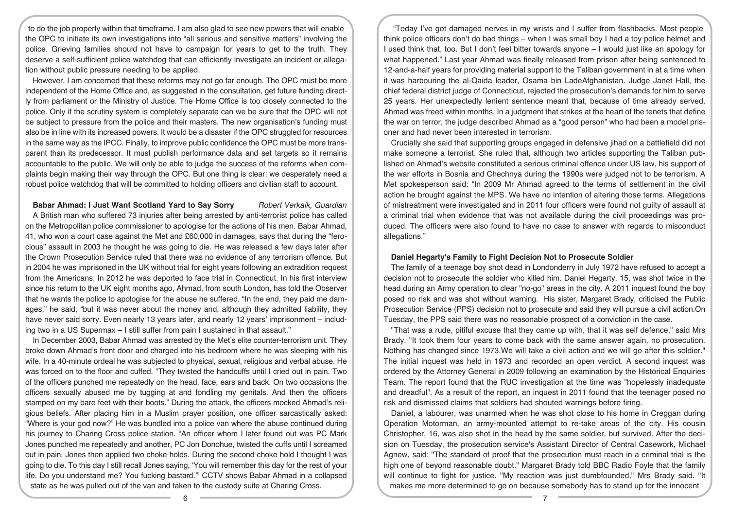to do the job properly within that timeframe. I am also glad to see new powers that will enable the OPC to initiate its own investigations into "all serious and sensitive matters" involving the police. Grieving families should not have to campaign for years to get to the truth. They deserve a self-sufficient police watchdog that can efficiently investigate an incident or allegation without public pressure needing to be applied.

However, I am concerned that these reforms may not go far enough. The OPC must be more independent of the Home Office and, as suggested in the consultation, get future funding directly from parliament or the Ministry of Justice. The Home Office is too closely connected to the police. Only if the scrutiny system is completely separate can we be sure that the OPC will not be subject to pressure from the police and their masters. The new organisation's funding must also be in line with its increased powers. It would be a disaster if the OPC struggled for resources in the same way as the IPCC. Finally, to improve public confidence the OPC must be more transparent than its predecessor. It must publish performance data and set targets so it remains accountable to the public. We will only be able to judge the success of the reforms when complaints begin making their way through the OPC. But one thing is clear: we desperately need a robust police watchdog that will be committed to holding officers and civilian staff to account.

**Babar Ahmad: I Just Want Scotland Yard to Say Sorry** *Robert Verkaik, Guardian*

A British man who suffered 73 injuries after being arrested by anti-terrorist police has called on the Metropolitan police commissioner to apologise for the actions of his men. Babar Ahmad, 41, who won a court case against the Met and £60,000 in damages, says that during the "ferocious" assault in 2003 he thought he was going to die. He was released a few days later after the Crown Prosecution Service ruled that there was no evidence of any terrorism offence. But in 2004 he was imprisoned in the UK without trial for eight years following an extradition request from the Americans. In 2012 he was deported to face trial in Connecticut. In his first interview since his return to the UK eight months ago, Ahmad, from south London, has told the Observer that he wants the police to apologise for the abuse he suffered. "In the end, they paid me damages," he said, "but it was never about the money and, although they admitted liability, they have never said sorry. Even nearly 13 years later, and nearly 12 years' imprisonment – including two in a US Supermax – I still suffer from pain I sustained in that assault."

In December 2003, Babar Ahmad was arrested by the Met's elite counter-terrorism unit. They broke down Ahmad's front door and charged into his bedroom where he was sleeping with his wife. In a 40-minute ordeal he was subjected to physical, sexual, religious and verbal abuse. He was forced on to the floor and cuffed. "They twisted the handcuffs until I cried out in pain. Two of the officers punched me repeatedly on the head, face, ears and back. On two occasions the officers sexually abused me by tugging at and fondling my genitals. And then the officers stamped on my bare feet with their boots." During the attack, the officers mocked Ahmad's religious beliefs. After placing him in a Muslim prayer position, one officer sarcastically asked: "Where is your god now?" He was bundled into a police van where the abuse continued during his journey to Charing Cross police station. "An officer whom I later found out was PC Mark Jones punched me repeatedly and another, PC Jon Donohue, twisted the cuffs until I screamed out in pain. Jones then applied two choke holds. During the second choke hold I thought I was going to die. To this day I still recall Jones saying, 'You will remember this day for the rest of your life. Do you understand me? You fucking bastard.'" CCTV shows Babar Ahmad in a collapsed state as he was pulled out of the van and taken to the custody suite at Charing Cross.

"Today I've got damaged nerves in my wrists and I suffer from flashbacks. Most people think police officers don't do bad things – when I was small boy I had a toy police helmet and I used think that, too. But I don't feel bitter towards anyone – I would just like an apology for what happened." Last year Ahmad was finally released from prison after being sentenced to 12-and-a-half years for providing material support to the Taliban government in at a time when it was harbouring the al-Qaida leader, Osama bin LadeAfghanistan. Judge Janet Hall, the chief federal district judge of Connecticut, rejected the prosecution's demands for him to serve 25 years. Her unexpectedly lenient sentence meant that, because of time already served, Ahmad was freed within months. In a judgment that strikes at the heart of the tenets that define the war on terror, the judge described Ahmad as a "good person" who had been a model prisoner and had never been interested in terrorism.

Crucially she said that supporting groups engaged in defensive jihad on a battlefield did not make someone a terrorist. She ruled that, although two articles supporting the Taliban published on Ahmad's website constituted a serious criminal offence under US law, his support of the war efforts in Bosnia and Chechnya during the 1990s were judged not to be terrorism. A Met spokesperson said: "In 2009 Mr Ahmad agreed to the terms of settlement in the civil action he brought against the MPS. We have no intention of altering those terms. Allegations of mistreatment were investigated and in 2011 four officers were found not guilty of assault at a criminal trial when evidence that was not available during the civil proceedings was produced. The officers were also found to have no case to answer with regards to misconduct allegations."

**Daniel Hegarty's Family to Fight Decision Not to Prosecute Soldier**

The family of a teenage boy shot dead in Londonderry in July 1972 have refused to accept a decision not to prosecute the soldier who killed him. Daniel Hegarty, 15, was shot twice in the head during an Army operation to clear "no-go" areas in the city. A 2011 inquest found the boy posed no risk and was shot without warning. His sister, Margaret Brady, criticised the Public Prosecution Service (PPS) decision not to prosecute and said they will pursue a civil action.On Tuesday, the PPS said there was no reasonable prospect of a conviction in the case.

"That was a rude, pitiful excuse that they came up with, that it was self defence," said Mrs Brady. "It took them four years to come back with the same answer again, no prosecution. Nothing has changed since 1973.We will take a civil action and we will go after this soldier." The initial inquest was held in 1973 and recorded an open verdict. A second inquest was ordered by the Attorney General in 2009 following an examination by the Historical Enquiries Team. The report found that the RUC investigation at the time was "hopelessly inadequate and dreadful". As a result of the report, an inquest in 2011 found that the teenager posed no risk and dismissed claims that soldiers had shouted warnings before firing.

Daniel, a labourer, was unarmed when he was shot close to his home in Creggan during Operation Motorman, an army-mounted attempt to re-take areas of the city. His cousin Christopher, 16, was also shot in the head by the same soldier, but survived. After the decision on Tuesday, the prosecution service's Assistant Director of Central Casework, Michael Agnew, said: "The standard of proof that the prosecution must reach in a criminal trial is the high one of beyond reasonable doubt." Margaret Brady told BBC Radio Foyle that the family will continue to fight for justice. "My reaction was just dumbfounded," Mrs Brady said. "It makes me more determined to go on because somebody has to stand up for the innocent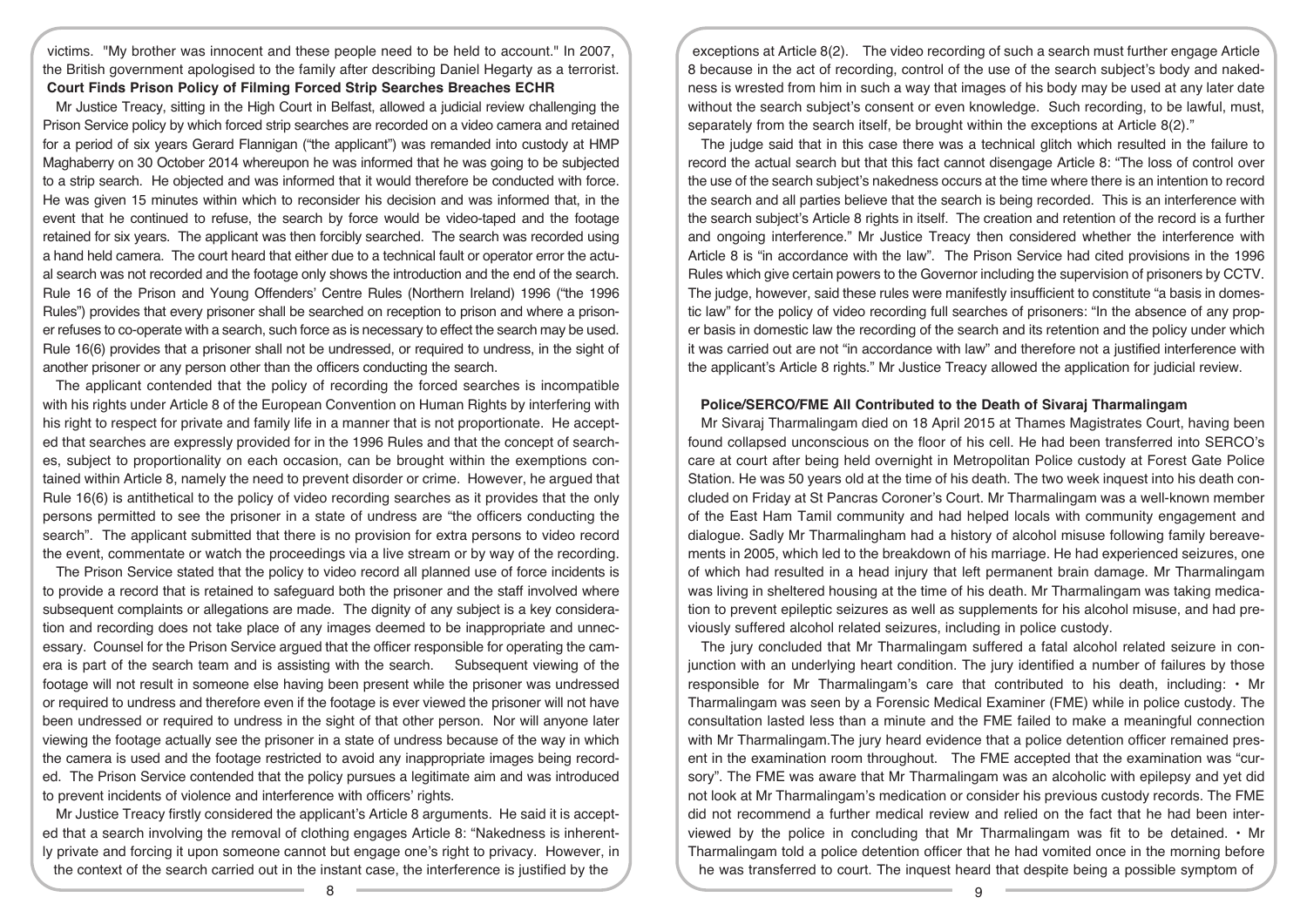victims. "My brother was innocent and these people need to be held to account." In 2007, the British government apologised to the family after describing Daniel Hegarty as a terrorist.

**Court Finds Prison Policy of Filming Forced Strip Searches Breaches ECHR**

Mr Justice Treacy, sitting in the High Court in Belfast, allowed a judicial review challenging the Prison Service policy by which forced strip searches are recorded on a video camera and retained for a period of six years Gerard Flannigan ("the applicant") was remanded into custody at HMP Maghaberry on 30 October 2014 whereupon he was informed that he was going to be subjected to a strip search. He objected and was informed that it would therefore be conducted with force. He was given 15 minutes within which to reconsider his decision and was informed that, in the event that he continued to refuse, the search by force would be video-taped and the footage retained for six years. The applicant was then forcibly searched. The search was recorded using a hand held camera. The court heard that either due to a technical fault or operator error the actual search was not recorded and the footage only shows the introduction and the end of the search. Rule 16 of the Prison and Young Offenders' Centre Rules (Northern Ireland) 1996 ("the 1996 Rules") provides that every prisoner shall be searched on reception to prison and where a prisoner refuses to co-operate with a search, such force as is necessary to effect the search may be used. Rule 16(6) provides that a prisoner shall not be undressed, or required to undress, in the sight of another prisoner or any person other than the officers conducting the search.

The applicant contended that the policy of recording the forced searches is incompatible with his rights under Article 8 of the European Convention on Human Rights by interfering with his right to respect for private and family life in a manner that is not proportionate. He accepted that searches are expressly provided for in the 1996 Rules and that the concept of searches, subject to proportionality on each occasion, can be brought within the exemptions contained within Article 8, namely the need to prevent disorder or crime. However, he argued that Rule 16(6) is antithetical to the policy of video recording searches as it provides that the only persons permitted to see the prisoner in a state of undress are "the officers conducting the search". The applicant submitted that there is no provision for extra persons to video record the event, commentate or watch the proceedings via a live stream or by way of the recording.

The Prison Service stated that the policy to video record all planned use of force incidents is to provide a record that is retained to safeguard both the prisoner and the staff involved where subsequent complaints or allegations are made. The dignity of any subject is a key consideration and recording does not take place of any images deemed to be inappropriate and unnecessary. Counsel for the Prison Service argued that the officer responsible for operating the camera is part of the search team and is assisting with the search. Subsequent viewing of the footage will not result in someone else having been present while the prisoner was undressed or required to undress and therefore even if the footage is ever viewed the prisoner will not have been undressed or required to undress in the sight of that other person. Nor will anyone later viewing the footage actually see the prisoner in a state of undress because of the way in which the camera is used and the footage restricted to avoid any inappropriate images being recorded. The Prison Service contended that the policy pursues a legitimate aim and was introduced to prevent incidents of violence and interference with officers' rights.

Mr Justice Treacy firstly considered the applicant's Article 8 arguments. He said it is accepted that a search involving the removal of clothing engages Article 8: "Nakedness is inherently private and forcing it upon someone cannot but engage one's right to privacy. However, in the context of the search carried out in the instant case, the interference is justified by the exceptions at Article 8(2). The video recording of such a search must further engage Article 8 because in the act of recording, control of the use of the search subject's body and nakedness is wrested from him in such a way that images of his body may be used at any later date without the search subject's consent or even knowledge. Such recording, to be lawful, must, separately from the search itself, be brought within the exceptions at Article 8(2)."

The judge said that in this case there was a technical glitch which resulted in the failure to record the actual search but that this fact cannot disengage Article 8: "The loss of control over the use of the search subject's nakedness occurs at the time where there is an intention to record the search and all parties believe that the search is being recorded. This is an interference with the search subject's Article 8 rights in itself. The creation and retention of the record is a further and ongoing interference." Mr Justice Treacy then considered whether the interference with Article 8 is "in accordance with the law". The Prison Service had cited provisions in the 1996 Rules which give certain powers to the Governor including the supervision of prisoners by CCTV. The judge, however, said these rules were manifestly insufficient to constitute "a basis in domestic law" for the policy of video recording full searches of prisoners: "In the absence of any proper basis in domestic law the recording of the search and its retention and the policy under which it was carried out are not "in accordance with law" and therefore not a justified interference with the applicant's Article 8 rights." Mr Justice Treacy allowed the application for judicial review.

**Police/SERCO/FME All Contributed to the Death of Sivaraj Tharmalingam**

Mr Sivaraj Tharmalingam died on 18 April 2015 at Thames Magistrates Court, having been found collapsed unconscious on the floor of his cell. He had been transferred into SERCO's care at court after being held overnight in Metropolitan Police custody at Forest Gate Police Station. He was 50 years old at the time of his death. The two week inquest into his death concluded on Friday at St Pancras Coroner's Court. Mr Tharmalingam was a well-known member of the East Ham Tamil community and had helped locals with community engagement and dialogue. Sadly Mr Tharmalingham had a history of alcohol misuse following family bereavements in 2005, which led to the breakdown of his marriage. He had experienced seizures, one of which had resulted in a head injury that left permanent brain damage. Mr Tharmalingam was living in sheltered housing at the time of his death. Mr Tharmalingam was taking medication to prevent epileptic seizures as well as supplements for his alcohol misuse, and had previously suffered alcohol related seizures, including in police custody.

The jury concluded that Mr Tharmalingam suffered a fatal alcohol related seizure in conjunction with an underlying heart condition. The jury identified a number of failures by those responsible for Mr Tharmalingam's care that contributed to his death, including:

- Mr Tharmalingam was seen by a Forensic Medical Examiner (FME) while in police custody. The consultation lasted less than a minute and the FME failed to make a meaningful connection with Mr Tharmalingam.The jury heard evidence that a police detention officer remained present in the examination room throughout. The FME accepted that the examination was "cursory". The FME was aware that Mr Tharmalingam was an alcoholic with epilepsy and yet did not look at Mr Tharmalingam's medication or consider his previous custody records. The FME did not recommend a further medical review and relied on the fact that he had been interviewed by the police in concluding that Mr Tharmalingam was fit to be detained.
- Mr Tharmalingam told a police detention officer that he had vomited once in the morning before he was transferred to court. The inquest heard that despite being a possible symptom of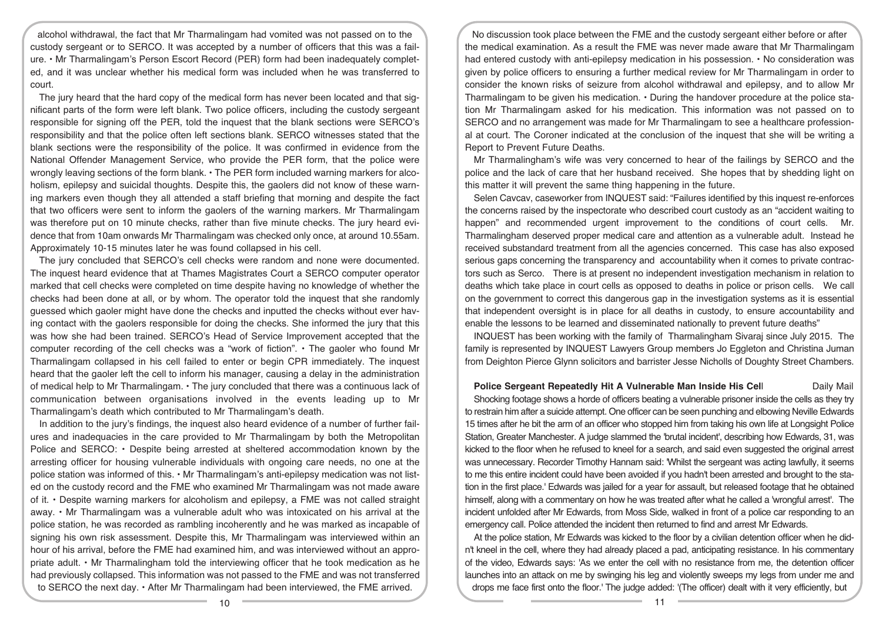alcohol withdrawal, the fact that Mr Tharmalingam had vomited was not passed on to the custody sergeant or to SERCO. It was accepted by a number of officers that this was a failure. • Mr Tharmalingam's Person Escort Record (PER) form had been inadequately completed, and it was unclear whether his medical form was included when he was transferred to court.

The jury heard that the hard copy of the medical form has never been located and that significant parts of the form were left blank. Two police officers, including the custody sergeant responsible for signing off the PER, told the inquest that the blank sections were SERCO's responsibility and that the police often left sections blank. SERCO witnesses stated that the blank sections were the responsibility of the police. It was confirmed in evidence from the National Offender Management Service, who provide the PER form, that the police were wrongly leaving sections of the form blank. • The PER form included warning markers for alcoholism, epilepsy and suicidal thoughts. Despite this, the gaolers did not know of these warning markers even though they all attended a staff briefing that morning and despite the fact that two officers were sent to inform the gaolers of the warning markers. Mr Tharmalingam was therefore put on 10 minute checks, rather than five minute checks. The jury heard evidence that from 10am onwards Mr Tharmalingam was checked only once, at around 10.55am. Approximately 10-15 minutes later he was found collapsed in his cell.

The jury concluded that SERCO's cell checks were random and none were documented. The inquest heard evidence that at Thames Magistrates Court a SERCO computer operator marked that cell checks were completed on time despite having no knowledge of whether the checks had been done at all, or by whom. The operator told the inquest that she randomly guessed which gaoler might have done the checks and inputted the checks without ever having contact with the gaolers responsible for doing the checks. She informed the jury that this was how she had been trained. SERCO's Head of Service Improvement accepted that the computer recording of the cell checks was a "work of fiction". • The gaoler who found Mr Tharmalingam collapsed in his cell failed to enter or begin CPR immediately. The inquest heard that the gaoler left the cell to inform his manager, causing a delay in the administration of medical help to Mr Tharmalingam. • The jury concluded that there was a continuous lack of communication between organisations involved in the events leading up to Mr Tharmalingam's death which contributed to Mr Tharmalingam's death.

In addition to the jury's findings, the inquest also heard evidence of a number of further failures and inadequacies in the care provided to Mr Tharmalingam by both the Metropolitan Police and SERCO: • Despite being arrested at sheltered accommodation known by the arresting officer for housing vulnerable individuals with ongoing care needs, no one at the police station was informed of this. • Mr Tharmalingam's anti-epilepsy medication was not listed on the custody record and the FME who examined Mr Tharmalingam was not made aware of it. • Despite warning markers for alcoholism and epilepsy, a FME was not called straight away. • Mr Tharmalingam was a vulnerable adult who was intoxicated on his arrival at the police station, he was recorded as rambling incoherently and he was marked as incapable of signing his own risk assessment. Despite this, Mr Tharmalingam was interviewed within an hour of his arrival, before the FME had examined him, and was interviewed without an appropriate adult. • Mr Tharmalingham told the interviewing officer that he took medication as he had previously collapsed. This information was not passed to the FME and was not transferred to SERCO the next day. • After Mr Tharmalingam had been interviewed, the FME arrived.

No discussion took place between the FME and the custody sergeant either before or after the medical examination. As a result the FME was never made aware that Mr Tharmalingam had entered custody with anti-epilepsy medication in his possession. • No consideration was given by police officers to ensuring a further medical review for Mr Tharmalingam in order to consider the known risks of seizure from alcohol withdrawal and epilepsy, and to allow Mr Tharmalingam to be given his medication. • During the handover procedure at the police station Mr Tharmalingam asked for his medication. This information was not passed on to SERCO and no arrangement was made for Mr Tharmalingam to see a healthcare professional at court. The Coroner indicated at the conclusion of the inquest that she will be writing a Report to Prevent Future Deaths.

Mr Tharmalingham's wife was very concerned to hear of the failings by SERCO and the police and the lack of care that her husband received. She hopes that by shedding light on this matter it will prevent the same thing happening in the future.

Selen Cavcav, caseworker from INQUEST said: "Failures identified by this inquest re-enforces the concerns raised by the inspectorate who described court custody as an "accident waiting to happen" and recommended urgent improvement to the conditions of court cells. Mr. Tharmalingham deserved proper medical care and attention as a vulnerable adult. Instead he received substandard treatment from all the agencies concerned. This case has also exposed serious gaps concerning the transparency and accountability when it comes to private contractors such as Serco. There is at present no independent investigation mechanism in relation to deaths which take place in court cells as opposed to deaths in police or prison cells. We call on the government to correct this dangerous gap in the investigation systems as it is essential that independent oversight is in place for all deaths in custody, to ensure accountability and enable the lessons to be learned and disseminated nationally to prevent future deaths"

INQUEST has been working with the family of Tharmalingham Sivaraj since July 2015. The family is represented by INQUEST Lawyers Group members Jo Eggleton and Christina Juman from Deighton Pierce Glynn solicitors and barrister Jesse Nicholls of Doughty Street Chambers.

## Police Sergeant Repeatedly Hit A Vulnerable Man Inside His Cell

Daily Mail

Shocking footage shows a horde of officers beating a vulnerable prisoner inside the cells as they try to restrain him after a suicide attempt. One officer can be seen punching and elbowing Neville Edwards 15 times after he bit the arm of an officer who stopped him from taking his own life at Longsight Police Station, Greater Manchester. A judge slammed the 'brutal incident', describing how Edwards, 31, was kicked to the floor when he refused to kneel for a search, and said even suggested the original arrest was unnecessary. Recorder Timothy Hannam said: 'Whilst the sergeant was acting lawfully, it seems to me this entire incident could have been avoided if you hadn't been arrested and brought to the station in the first place.' Edwards was jailed for a year for assault, but released footage that he obtained himself, along with a commentary on how he was treated after what he called a 'wrongful arrest'. The incident unfolded after Mr Edwards, from Moss Side, walked in front of a police car responding to an emergency call. Police attended the incident then returned to find and arrest Mr Edwards.

At the police station, Mr Edwards was kicked to the floor by a civilian detention officer when he didn't kneel in the cell, where they had already placed a pad, anticipating resistance. In his commentary of the video, Edwards says: 'As we enter the cell with no resistance from me, the detention officer launches into an attack on me by swinging his leg and violently sweeps my legs from under me and drops me face first onto the floor.' The judge added: '(The officer) dealt with it very efficiently, but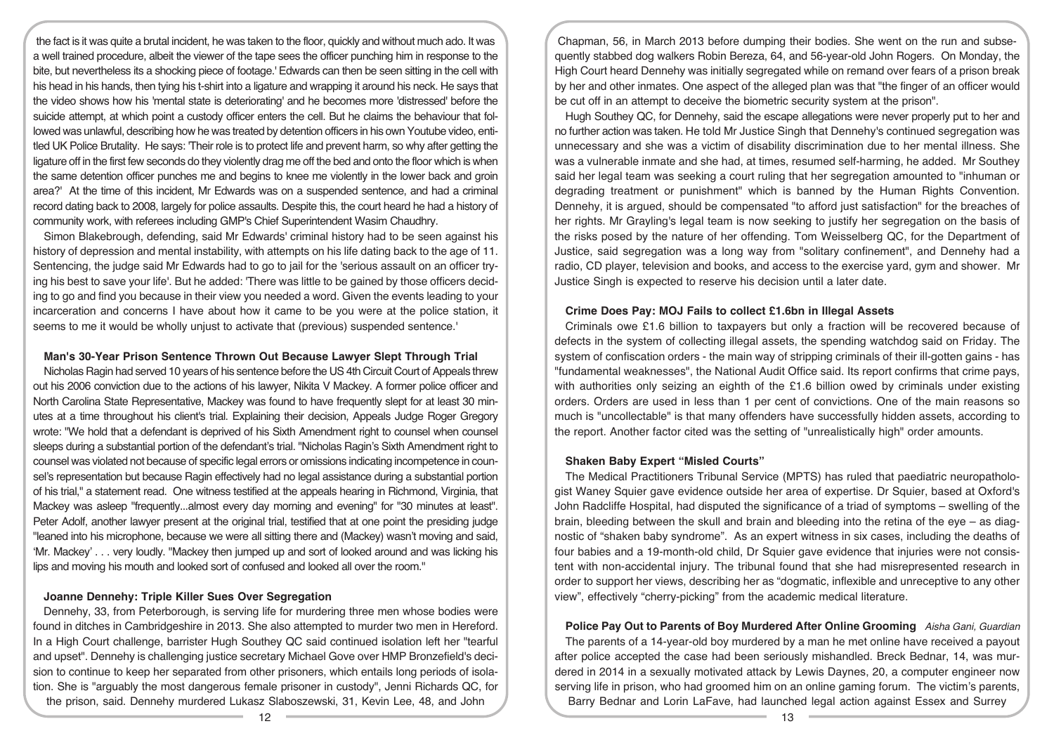the fact is it was quite a brutal incident, he was taken to the floor, quickly and without much ado. It was a well trained procedure, albeit the viewer of the tape sees the officer punching him in response to the bite, but nevertheless its a shocking piece of footage.' Edwards can then be seen sitting in the cell with his head in his hands, then tying his t-shirt into a ligature and wrapping it around his neck. He says that the video shows how his 'mental state is deteriorating' and he becomes more 'distressed' before the suicide attempt, at which point a custody officer enters the cell. But he claims the behaviour that followed was unlawful, describing how he was treated by detention officers in his own Youtube video, entitled UK Police Brutality. He says: 'Their role is to protect life and prevent harm, so why after getting the ligature off in the first few seconds do they violently drag me off the bed and onto the floor which is when the same detention officer punches me and begins to knee me violently in the lower back and groin area?' At the time of this incident, Mr Edwards was on a suspended sentence, and had a criminal record dating back to 2008, largely for police assaults. Despite this, the court heard he had a history of community work, with referees including GMP's Chief Superintendent Wasim Chaudhry.

Simon Blakebrough, defending, said Mr Edwards' criminal history had to be seen against his history of depression and mental instability, with attempts on his life dating back to the age of 11. Sentencing, the judge said Mr Edwards had to go to jail for the 'serious assault on an officer trying his best to save your life'. But he added: 'There was little to be gained by those officers deciding to go and find you because in their view you needed a word. Given the events leading to your incarceration and concerns I have about how it came to be you were at the police station, it seems to me it would be wholly unjust to activate that (previous) suspended sentence.'

### Man's 30-Year Prison Sentence Thrown Out Because Lawyer Slept Through Trial

Nicholas Ragin had served 10 years of his sentence before the US 4th Circuit Court of Appeals threw out his 2006 conviction due to the actions of his lawyer, Nikita V Mackey. A former police officer and North Carolina State Representative, Mackey was found to have frequently slept for at least 30 minutes at a time throughout his client's trial. Explaining their decision, Appeals Judge Roger Gregory wrote: "We hold that a defendant is deprived of his Sixth Amendment right to counsel when counsel sleeps during a substantial portion of the defendant's trial. "Nicholas Ragin's Sixth Amendment right to counsel was violated not because of specific legal errors or omissions indicating incompetence in counsel's representation but because Ragin effectively had no legal assistance during a substantial portion of his trial," a statement read. One witness testified at the appeals hearing in Richmond, Virginia, that Mackey was asleep "frequently...almost every day morning and evening" for "30 minutes at least". Peter Adolf, another lawyer present at the original trial, testified that at one point the presiding judge "leaned into his microphone, because we were all sitting there and (Mackey) wasn't moving and said, 'Mr. Mackey' . . . very loudly. "Mackey then jumped up and sort of looked around and was licking his lips and moving his mouth and looked sort of confused and looked all over the room."

### Joanne Dennehy: Triple Killer Sues Over Segregation

Dennehy, 33, from Peterborough, is serving life for murdering three men whose bodies were found in ditches in Cambridgeshire in 2013. She also attempted to murder two men in Hereford. In a High Court challenge, barrister Hugh Southey QC said continued isolation left her "tearful and upset". Dennehy is challenging justice secretary Michael Gove over HMP Bronzefield's decision to continue to keep her separated from other prisoners, which entails long periods of isolation. She is "arguably the most dangerous female prisoner in custody", Jenni Richards QC, for the prison, said. Dennehy murdered Lukasz Slaboszewski, 31, Kevin Lee, 48, and John Chapman, 56, in March 2013 before dumping their bodies. She went on the run and subsequently stabbed dog walkers Robin Bereza, 64, and 56-year-old John Rogers. On Monday, the High Court heard Dennehy was initially segregated while on remand over fears of a prison break by her and other inmates. One aspect of the alleged plan was that "the finger of an officer would be cut off in an attempt to deceive the biometric security system at the prison".

Hugh Southey QC, for Dennehy, said the escape allegations were never properly put to her and no further action was taken. He told Mr Justice Singh that Dennehy's continued segregation was unnecessary and she was a victim of disability discrimination due to her mental illness. She was a vulnerable inmate and she had, at times, resumed self-harming, he added. Mr Southey said her legal team was seeking a court ruling that her segregation amounted to "inhuman or degrading treatment or punishment" which is banned by the Human Rights Convention. Dennehy, it is argued, should be compensated "to afford just satisfaction" for the breaches of her rights. Mr Grayling's legal team is now seeking to justify her segregation on the basis of the risks posed by the nature of her offending. Tom Weisselberg QC, for the Department of Justice, said segregation was a long way from "solitary confinement", and Dennehy had a radio, CD player, television and books, and access to the exercise yard, gym and shower. Mr Justice Singh is expected to reserve his decision until a later date.

### Crime Does Pay: MOJ Fails to collect £1.6bn in Illegal Assets

Criminals owe £1.6 billion to taxpayers but only a fraction will be recovered because of defects in the system of collecting illegal assets, the spending watchdog said on Friday. The system of confiscation orders - the main way of stripping criminals of their ill-gotten gains - has "fundamental weaknesses", the National Audit Office said. Its report confirms that crime pays, with authorities only seizing an eighth of the £1.6 billion owed by criminals under existing orders. Orders are used in less than 1 per cent of convictions. One of the main reasons so much is "uncollectable" is that many offenders have successfully hidden assets, according to the report. Another factor cited was the setting of "unrealistically high" order amounts.

### Shaken Baby Expert "Misled Courts"

The Medical Practitioners Tribunal Service (MPTS) has ruled that paediatric neuropathologist Waney Squier gave evidence outside her area of expertise. Dr Squier, based at Oxford's John Radcliffe Hospital, had disputed the significance of a triad of symptoms – swelling of the brain, bleeding between the skull and brain and bleeding into the retina of the eye – as diagnostic of "shaken baby syndrome". As an expert witness in six cases, including the deaths of four babies and a 19-month-old child, Dr Squier gave evidence that injuries were not consistent with non-accidental injury. The tribunal found that she had misrepresented research in order to support her views, describing her as "dogmatic, inflexible and unreceptive to any other view", effectively "cherry-picking" from the academic medical literature.

### Police Pay Out to Parents of Boy Murdered After Online Grooming

*Aisha Gani, Guardian*

The parents of a 14-year-old boy murdered by a man he met online have received a payout after police accepted the case had been seriously mishandled. Breck Bednar, 14, was murdered in 2014 in a sexually motivated attack by Lewis Daynes, 20, a computer engineer now serving life in prison, who had groomed him on an online gaming forum. The victim's parents, Barry Bednar and Lorin LaFave, had launched legal action against Essex and Surrey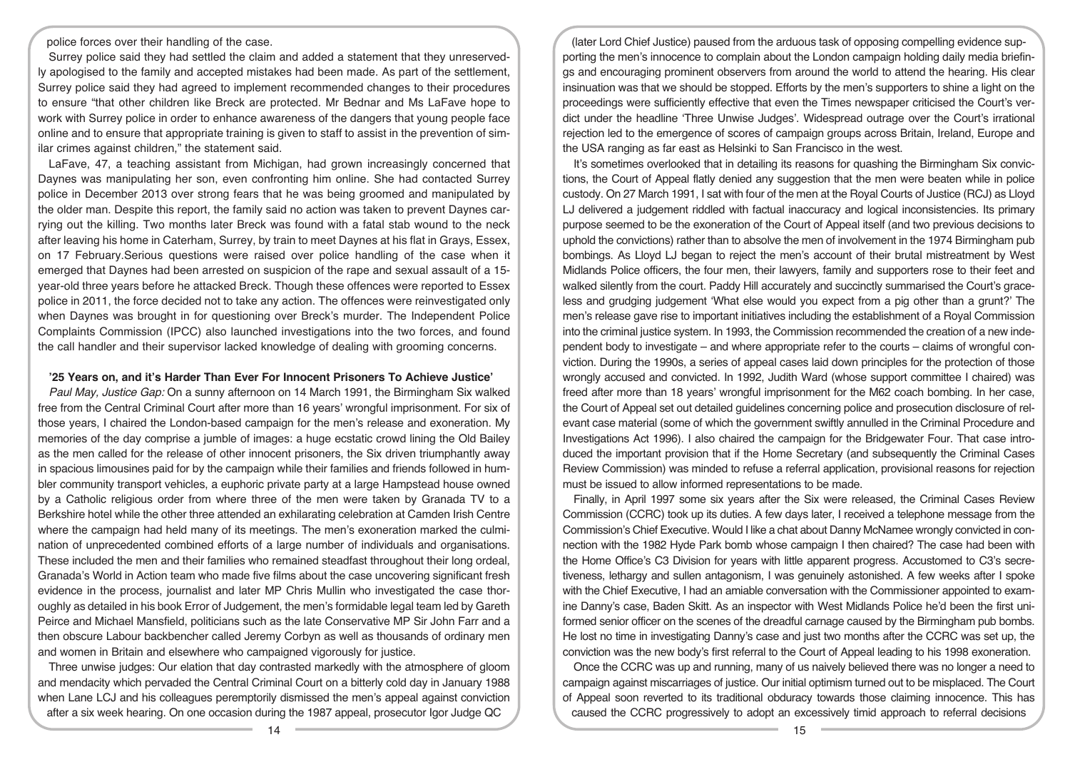police forces over their handling of the case.

Surrey police said they had settled the claim and added a statement that they unreservedly apologised to the family and accepted mistakes had been made. As part of the settlement, Surrey police said they had agreed to implement recommended changes to their procedures to ensure "that other children like Breck are protected. Mr Bednar and Ms LaFave hope to work with Surrey police in order to enhance awareness of the dangers that young people face online and to ensure that appropriate training is given to staff to assist in the prevention of similar crimes against children," the statement said.

LaFave, 47, a teaching assistant from Michigan, had grown increasingly concerned that Daynes was manipulating her son, even confronting him online. She had contacted Surrey police in December 2013 over strong fears that he was being groomed and manipulated by the older man. Despite this report, the family said no action was taken to prevent Daynes carrying out the killing. Two months later Breck was found with a fatal stab wound to the neck after leaving his home in Caterham, Surrey, by train to meet Daynes at his flat in Grays, Essex, on 17 February.Serious questions were raised over police handling of the case when it emerged that Daynes had been arrested on suspicion of the rape and sexual assault of a 15-year-old three years before he attacked Breck. Though these offences were reported to Essex police in 2011, the force decided not to take any action. The offences were reinvestigated only when Daynes was brought in for questioning over Breck's murder. The Independent Police Complaints Commission (IPCC) also launched investigations into the two forces, and found the call handler and their supervisor lacked knowledge of dealing with grooming concerns.

## '25 Years on, and it's Harder Than Ever For Innocent Prisoners To Achieve Justice'

*Paul May, Justice Gap:* On a sunny afternoon on 14 March 1991, the Birmingham Six walked free from the Central Criminal Court after more than 16 years' wrongful imprisonment. For six of those years, I chaired the London-based campaign for the men's release and exoneration. My memories of the day comprise a jumble of images: a huge ecstatic crowd lining the Old Bailey as the men called for the release of other innocent prisoners, the Six driven triumphantly away in spacious limousines paid for by the campaign while their families and friends followed in humbler community transport vehicles, a euphoric private party at a large Hampstead house owned by a Catholic religious order from where three of the men were taken by Granada TV to a Berkshire hotel while the other three attended an exhilarating celebration at Camden Irish Centre where the campaign had held many of its meetings. The men's exoneration marked the culmination of unprecedented combined efforts of a large number of individuals and organisations. These included the men and their families who remained steadfast throughout their long ordeal, Granada's World in Action team who made five films about the case uncovering significant fresh evidence in the process, journalist and later MP Chris Mullin who investigated the case thoroughly as detailed in his book Error of Judgement, the men's formidable legal team led by Gareth Peirce and Michael Mansfield, politicians such as the late Conservative MP Sir John Farr and a then obscure Labour backbencher called Jeremy Corbyn as well as thousands of ordinary men and women in Britain and elsewhere who campaigned vigorously for justice.

Three unwise judges: Our elation that day contrasted markedly with the atmosphere of gloom and mendacity which pervaded the Central Criminal Court on a bitterly cold day in January 1988 when Lane LCJ and his colleagues peremptorily dismissed the men's appeal against conviction after a six week hearing. On one occasion during the 1987 appeal, prosecutor Igor Judge QC (later Lord Chief Justice) paused from the arduous task of opposing compelling evidence supporting the men's innocence to complain about the London campaign holding daily media briefings and encouraging prominent observers from around the world to attend the hearing. His clear insinuation was that we should be stopped. Efforts by the men's supporters to shine a light on the proceedings were sufficiently effective that even the Times newspaper criticised the Court's verdict under the headline 'Three Unwise Judges'. Widespread outrage over the Court's irrational rejection led to the emergence of scores of campaign groups across Britain, Ireland, Europe and the USA ranging as far east as Helsinki to San Francisco in the west.

It's sometimes overlooked that in detailing its reasons for quashing the Birmingham Six convictions, the Court of Appeal flatly denied any suggestion that the men were beaten while in police custody. On 27 March 1991, I sat with four of the men at the Royal Courts of Justice (RCJ) as Lloyd LJ delivered a judgement riddled with factual inaccuracy and logical inconsistencies. Its primary purpose seemed to be the exoneration of the Court of Appeal itself (and two previous decisions to uphold the convictions) rather than to absolve the men of involvement in the 1974 Birmingham pub bombings. As Lloyd LJ began to reject the men's account of their brutal mistreatment by West Midlands Police officers, the four men, their lawyers, family and supporters rose to their feet and walked silently from the court. Paddy Hill accurately and succinctly summarised the Court's graceless and grudging judgement 'What else would you expect from a pig other than a grunt?' The men's release gave rise to important initiatives including the establishment of a Royal Commission into the criminal justice system. In 1993, the Commission recommended the creation of a new independent body to investigate – and where appropriate refer to the courts – claims of wrongful conviction. During the 1990s, a series of appeal cases laid down principles for the protection of those wrongly accused and convicted. In 1992, Judith Ward (whose support committee I chaired) was freed after more than 18 years' wrongful imprisonment for the M62 coach bombing. In her case, the Court of Appeal set out detailed guidelines concerning police and prosecution disclosure of relevant case material (some of which the government swiftly annulled in the Criminal Procedure and Investigations Act 1996). I also chaired the campaign for the Bridgewater Four. That case introduced the important provision that if the Home Secretary (and subsequently the Criminal Cases Review Commission) was minded to refuse a referral application, provisional reasons for rejection must be issued to allow informed representations to be made.

Finally, in April 1997 some six years after the Six were released, the Criminal Cases Review Commission (CCRC) took up its duties. A few days later, I received a telephone message from the Commission's Chief Executive. Would I like a chat about Danny McNamee wrongly convicted in connection with the 1982 Hyde Park bomb whose campaign I then chaired? The case had been with the Home Office's C3 Division for years with little apparent progress. Accustomed to C3's secretiveness, lethargy and sullen antagonism, I was genuinely astonished. A few weeks after I spoke with the Chief Executive, I had an amiable conversation with the Commissioner appointed to examine Danny's case, Baden Skitt. As an inspector with West Midlands Police he'd been the first uniformed senior officer on the scenes of the dreadful carnage caused by the Birmingham pub bombs. He lost no time in investigating Danny's case and just two months after the CCRC was set up, the conviction was the new body's first referral to the Court of Appeal leading to his 1998 exoneration.

Once the CCRC was up and running, many of us naively believed there was no longer a need to campaign against miscarriages of justice. Our initial optimism turned out to be misplaced. The Court of Appeal soon reverted to its traditional obduracy towards those claiming innocence. This has caused the CCRC progressively to adopt an excessively timid approach to referral decisions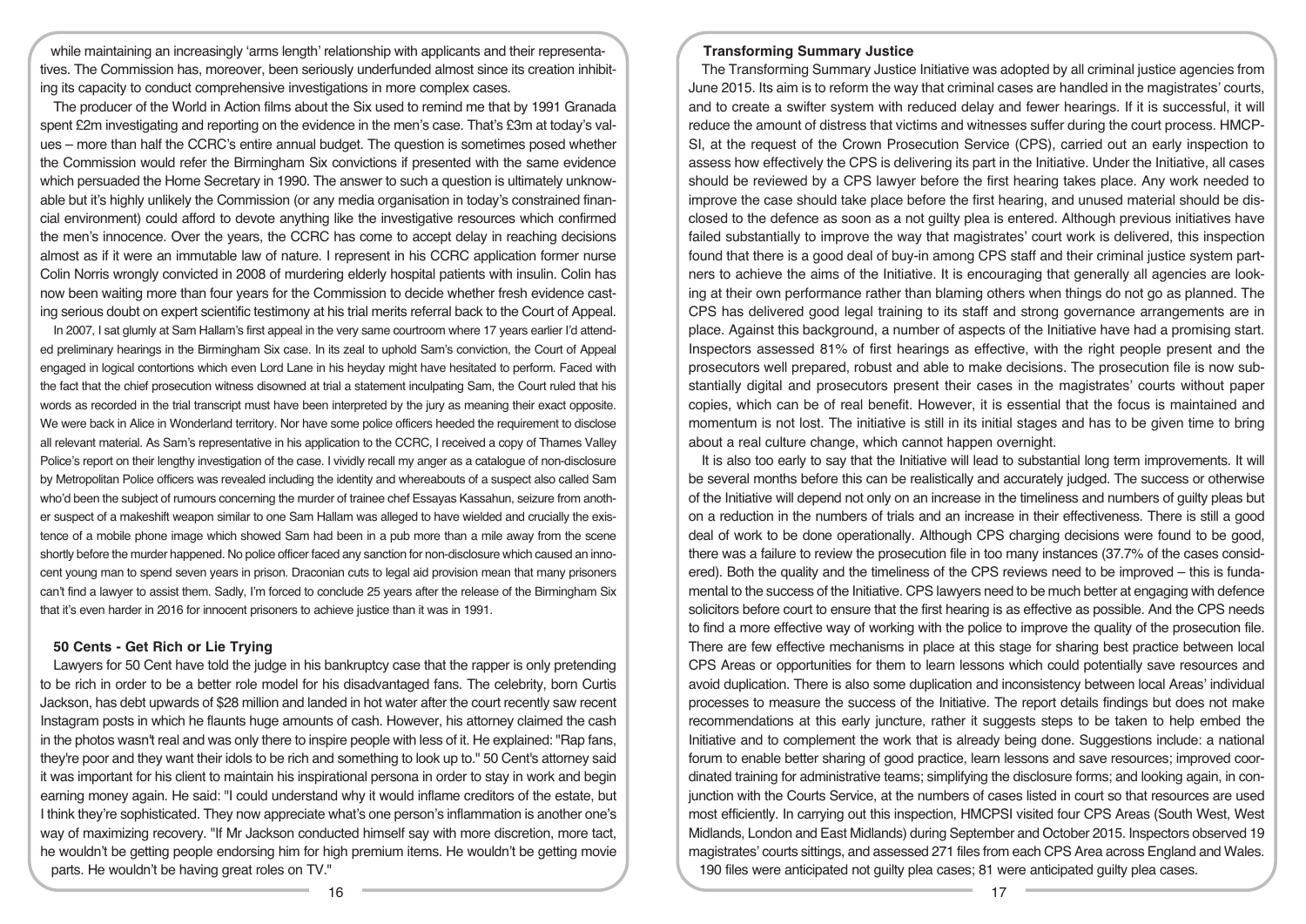while maintaining an increasingly 'arms length' relationship with applicants and their representatives. The Commission has, moreover, been seriously underfunded almost since its creation inhibiting its capacity to conduct comprehensive investigations in more complex cases.

The producer of the World in Action films about the Six used to remind me that by 1991 Granada spent £2m investigating and reporting on the evidence in the men's case. That's £3m at today's values – more than half the CCRC's entire annual budget. The question is sometimes posed whether the Commission would refer the Birmingham Six convictions if presented with the same evidence which persuaded the Home Secretary in 1990. The answer to such a question is ultimately unknowable but it's highly unlikely the Commission (or any media organisation in today's constrained financial environment) could afford to devote anything like the investigative resources which confirmed the men's innocence. Over the years, the CCRC has come to accept delay in reaching decisions almost as if it were an immutable law of nature. I represent in his CCRC application former nurse Colin Norris wrongly convicted in 2008 of murdering elderly hospital patients with insulin. Colin has now been waiting more than four years for the Commission to decide whether fresh evidence casting serious doubt on expert scientific testimony at his trial merits referral back to the Court of Appeal.

In 2007, I sat glumly at Sam Hallam's first appeal in the very same courtroom where 17 years earlier I'd attended preliminary hearings in the Birmingham Six case. In its zeal to uphold Sam's conviction, the Court of Appeal engaged in logical contortions which even Lord Lane in his heyday might have hesitated to perform. Faced with the fact that the chief prosecution witness disowned at trial a statement inculpating Sam, the Court ruled that his words as recorded in the trial transcript must have been interpreted by the jury as meaning their exact opposite. We were back in Alice in Wonderland territory. Nor have some police officers heeded the requirement to disclose all relevant material. As Sam's representative in his application to the CCRC, I received a copy of Thames Valley Police's report on their lengthy investigation of the case. I vividly recall my anger as a catalogue of non-disclosure by Metropolitan Police officers was revealed including the identity and whereabouts of a suspect also called Sam who'd been the subject of rumours concerning the murder of trainee chef Essayas Kassahun, seizure from another suspect of a makeshift weapon similar to one Sam Hallam was alleged to have wielded and crucially the existence of a mobile phone image which showed Sam had been in a pub more than a mile away from the scene shortly before the murder happened. No police officer faced any sanction for non-disclosure which caused an innocent young man to spend seven years in prison. Draconian cuts to legal aid provision mean that many prisoners can't find a lawyer to assist them. Sadly, I'm forced to conclude 25 years after the release of the Birmingham Six that it's even harder in 2016 for innocent prisoners to achieve justice than it was in 1991.

### 50 Cents - Get Rich or Lie Trying

Lawyers for 50 Cent have told the judge in his bankruptcy case that the rapper is only pretending to be rich in order to be a better role model for his disadvantaged fans. The celebrity, born Curtis Jackson, has debt upwards of $28 million and landed in hot water after the court recently saw recent Instagram posts in which he flaunts huge amounts of cash. However, his attorney claimed the cash in the photos wasn't real and was only there to inspire people with less of it. He explained: "Rap fans, they're poor and they want their idols to be rich and something to look up to." 50 Cent's attorney said it was important for his client to maintain his inspirational persona in order to stay in work and begin earning money again. He said: "I could understand why it would inflame creditors of the estate, but I think they're sophisticated. They now appreciate what's one person's inflammation is another one's way of maximizing recovery. "If Mr Jackson conducted himself say with more discretion, more tact, he wouldn't be getting people endorsing him for high premium items. He wouldn't be getting movie parts. He wouldn't be having great roles on TV."

### Transforming Summary Justice

The Transforming Summary Justice Initiative was adopted by all criminal justice agencies from June 2015. Its aim is to reform the way that criminal cases are handled in the magistrates' courts, and to create a swifter system with reduced delay and fewer hearings. If it is successful, it will reduce the amount of distress that victims and witnesses suffer during the court process. HMCPSI, at the request of the Crown Prosecution Service (CPS), carried out an early inspection to assess how effectively the CPS is delivering its part in the Initiative. Under the Initiative, all cases should be reviewed by a CPS lawyer before the first hearing takes place. Any work needed to improve the case should take place before the first hearing, and unused material should be disclosed to the defence as soon as a not guilty plea is entered. Although previous initiatives have failed substantially to improve the way that magistrates' court work is delivered, this inspection found that there is a good deal of buy-in among CPS staff and their criminal justice system partners to achieve the aims of the Initiative. It is encouraging that generally all agencies are looking at their own performance rather than blaming others when things do not go as planned. The CPS has delivered good legal training to its staff and strong governance arrangements are in place. Against this background, a number of aspects of the Initiative have had a promising start. Inspectors assessed 81% of first hearings as effective, with the right people present and the prosecutors well prepared, robust and able to make decisions. The prosecution file is now substantially digital and prosecutors present their cases in the magistrates' courts without paper copies, which can be of real benefit. However, it is essential that the focus is maintained and momentum is not lost. The initiative is still in its initial stages and has to be given time to bring about a real culture change, which cannot happen overnight.

It is also too early to say that the Initiative will lead to substantial long term improvements. It will be several months before this can be realistically and accurately judged. The success or otherwise of the Initiative will depend not only on an increase in the timeliness and numbers of guilty pleas but on a reduction in the numbers of trials and an increase in their effectiveness. There is still a good deal of work to be done operationally. Although CPS charging decisions were found to be good, there was a failure to review the prosecution file in too many instances (37.7% of the cases considered). Both the quality and the timeliness of the CPS reviews need to be improved – this is fundamental to the success of the Initiative. CPS lawyers need to be much better at engaging with defence solicitors before court to ensure that the first hearing is as effective as possible. And the CPS needs to find a more effective way of working with the police to improve the quality of the prosecution file. There are few effective mechanisms in place at this stage for sharing best practice between local CPS Areas or opportunities for them to learn lessons which could potentially save resources and avoid duplication. There is also some duplication and inconsistency between local Areas' individual processes to measure the success of the Initiative. The report details findings but does not make recommendations at this early juncture, rather it suggests steps to be taken to help embed the Initiative and to complement the work that is already being done. Suggestions include: a national forum to enable better sharing of good practice, learn lessons and save resources; improved coordinated training for administrative teams; simplifying the disclosure forms; and looking again, in conjunction with the Courts Service, at the numbers of cases listed in court so that resources are used most efficiently. In carrying out this inspection, HMCPSI visited four CPS Areas (South West, West Midlands, London and East Midlands) during September and October 2015. Inspectors observed 19 magistrates' courts sittings, and assessed 271 files from each CPS Area across England and Wales. 190 files were anticipated not guilty plea cases; 81 were anticipated guilty plea cases.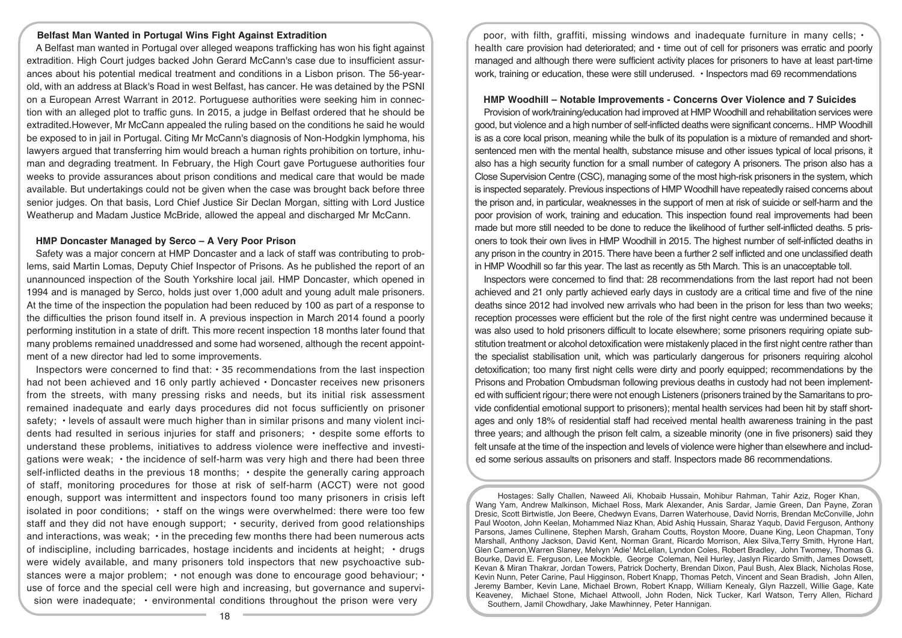### Belfast Man Wanted in Portugal Wins Fight Against Extradition

A Belfast man wanted in Portugal over alleged weapons trafficking has won his fight against extradition. High Court judges backed John Gerard McCann's case due to insufficient assurances about his potential medical treatment and conditions in a Lisbon prison. The 56-year-old, with an address at Black's Road in west Belfast, has cancer. He was detained by the PSNI on a European Arrest Warrant in 2012. Portuguese authorities were seeking him in connection with an alleged plot to traffic guns. In 2015, a judge in Belfast ordered that he should be extradited.However, Mr McCann appealed the ruling based on the conditions he said he would be exposed to in jail in Portugal. Citing Mr McCann's diagnosis of Non-Hodgkin lymphoma, his lawyers argued that transferring him would breach a human rights prohibition on torture, inhuman and degrading treatment. In February, the High Court gave Portuguese authorities four weeks to provide assurances about prison conditions and medical care that would be made available. But undertakings could not be given when the case was brought back before three senior judges. On that basis, Lord Chief Justice Sir Declan Morgan, sitting with Lord Justice Weatherup and Madam Justice McBride, allowed the appeal and discharged Mr McCann.

### HMP Doncaster Managed by Serco – A Very Poor Prison

Safety was a major concern at HMP Doncaster and a lack of staff was contributing to problems, said Martin Lomas, Deputy Chief Inspector of Prisons. As he published the report of an unannounced inspection of the South Yorkshire local jail. HMP Doncaster, which opened in 1994 and is managed by Serco, holds just over 1,000 adult and young adult male prisoners. At the time of the inspection the population had been reduced by 100 as part of a response to the difficulties the prison found itself in. A previous inspection in March 2014 found a poorly performing institution in a state of drift. This more recent inspection 18 months later found that many problems remained unaddressed and some had worsened, although the recent appointment of a new director had led to some improvements.

Inspectors were concerned to find that: • 35 recommendations from the last inspection had not been achieved and 16 only partly achieved • Doncaster receives new prisoners from the streets, with many pressing risks and needs, but its initial risk assessment remained inadequate and early days procedures did not focus sufficiently on prisoner safety; • levels of assault were much higher than in similar prisons and many violent incidents had resulted in serious injuries for staff and prisoners; • despite some efforts to understand these problems, initiatives to address violence were ineffective and investigations were weak; • the incidence of self-harm was very high and there had been three self-inflicted deaths in the previous 18 months; • despite the generally caring approach of staff, monitoring procedures for those at risk of self-harm (ACCT) were not good enough, support was intermittent and inspectors found too many prisoners in crisis left isolated in poor conditions; • staff on the wings were overwhelmed: there were too few staff and they did not have enough support; • security, derived from good relationships and interactions, was weak; • in the preceding few months there had been numerous acts of indiscipline, including barricades, hostage incidents and incidents at height; • drugs were widely available, and many prisoners told inspectors that new psychoactive substances were a major problem; • not enough was done to encourage good behaviour; • use of force and the special cell were high and increasing, but governance and supervision were inadequate; • environmental conditions throughout the prison were very poor, with filth, graffiti, missing windows and inadequate furniture in many cells; • health care provision had deteriorated; and • time out of cell for prisoners was erratic and poorly managed and although there were sufficient activity places for prisoners to have at least part-time work, training or education, these were still underused. • Inspectors mad 69 recommendations

### HMP Woodhill – Notable Improvements - Concerns Over Violence and 7 Suicides

Provision of work/training/education had improved at HMP Woodhill and rehabilitation services were good, but violence and a high number of self-inflicted deaths were significant concerns.. HMP Woodhill is as a core local prison, meaning while the bulk of its population is a mixture of remanded and short-sentenced men with the mental health, substance misuse and other issues typical of local prisons, it also has a high security function for a small number of category A prisoners. The prison also has a Close Supervision Centre (CSC), managing some of the most high-risk prisoners in the system, which is inspected separately. Previous inspections of HMP Woodhill have repeatedly raised concerns about the prison and, in particular, weaknesses in the support of men at risk of suicide or self-harm and the poor provision of work, training and education. This inspection found real improvements had been made but more still needed to be done to reduce the likelihood of further self-inflicted deaths. 5 prisoners to took their own lives in HMP Woodhill in 2015. The highest number of self-inflicted deaths in any prison in the country in 2015. There have been a further 2 self inflicted and one unclassified death in HMP Woodhill so far this year. The last as recently as 5th March. This is an unacceptable toll.

Inspectors were concerned to find that: 28 recommendations from the last report had not been achieved and 21 only partly achieved early days in custody are a critical time and five of the nine deaths since 2012 had involved new arrivals who had been in the prison for less than two weeks; reception processes were efficient but the role of the first night centre was undermined because it was also used to hold prisoners difficult to locate elsewhere; some prisoners requiring opiate substitution treatment or alcohol detoxification were mistakenly placed in the first night centre rather than the specialist stabilisation unit, which was particularly dangerous for prisoners requiring alcohol detoxification; too many first night cells were dirty and poorly equipped; recommendations by the Prisons and Probation Ombudsman following previous deaths in custody had not been implemented with sufficient rigour; there were not enough Listeners (prisoners trained by the Samaritans to provide confidential emotional support to prisoners); mental health services had been hit by staff shortages and only 18% of residential staff had received mental health awareness training in the past three years; and although the prison felt calm, a sizeable minority (one in five prisoners) said they felt unsafe at the time of the inspection and levels of violence were higher than elsewhere and included some serious assaults on prisoners and staff. Inspectors made 86 recommendations.

Hostages: Sally Challen, Naweed Ali, Khobaib Hussain, Mohibur Rahman, Tahir Aziz, Roger Khan, Wang Yam, Andrew Malkinson, Michael Ross, Mark Alexander, Anis Sardar, Jamie Green, Dan Payne, Zoran Dresic, Scott Birtwistle, Jon Beere, Chedwyn Evans, Darren Waterhouse, David Norris, Brendan McConville, John Paul Wooton, John Keelan, Mohammed Niaz Khan, Abid Ashiq Hussain, Sharaz Yaqub, David Ferguson, Anthony Parsons, James Cullinene, Stephen Marsh, Graham Coutts, Royston Moore, Duane King, Leon Chapman, Tony Marshall, Anthony Jackson, David Kent, Norman Grant, Ricardo Morrison, Alex Silva,Terry Smith, Hyrone Hart, Glen Cameron,Warren Slaney, Melvyn 'Adie' McLellan, Lyndon Coles, Robert Bradley, John Twomey, Thomas G. Bourke, David E. Ferguson, Lee Mockble, George Coleman, Neil Hurley, Jaslyn Ricardo Smith, James Dowsett, Kevan & Miran Thakrar, Jordan Towers, Patrick Docherty, Brendan Dixon, Paul Bush, Alex Black, Nicholas Rose, Kevin Nunn, Peter Carine, Paul Higginson, Robert Knapp, Thomas Petch, Vincent and Sean Bradish, John Allen, Jeremy Bamber, Kevin Lane, Michael Brown, Robert Knapp, William Kenealy, Glyn Razzell, Willie Gage, Kate Keaveney, Michael Stone, Michael Attwooll, John Roden, Nick Tucker, Karl Watson, Terry Allen, Richard Southern, Jamil Chowdhary, Jake Mawhinney, Peter Hannigan.